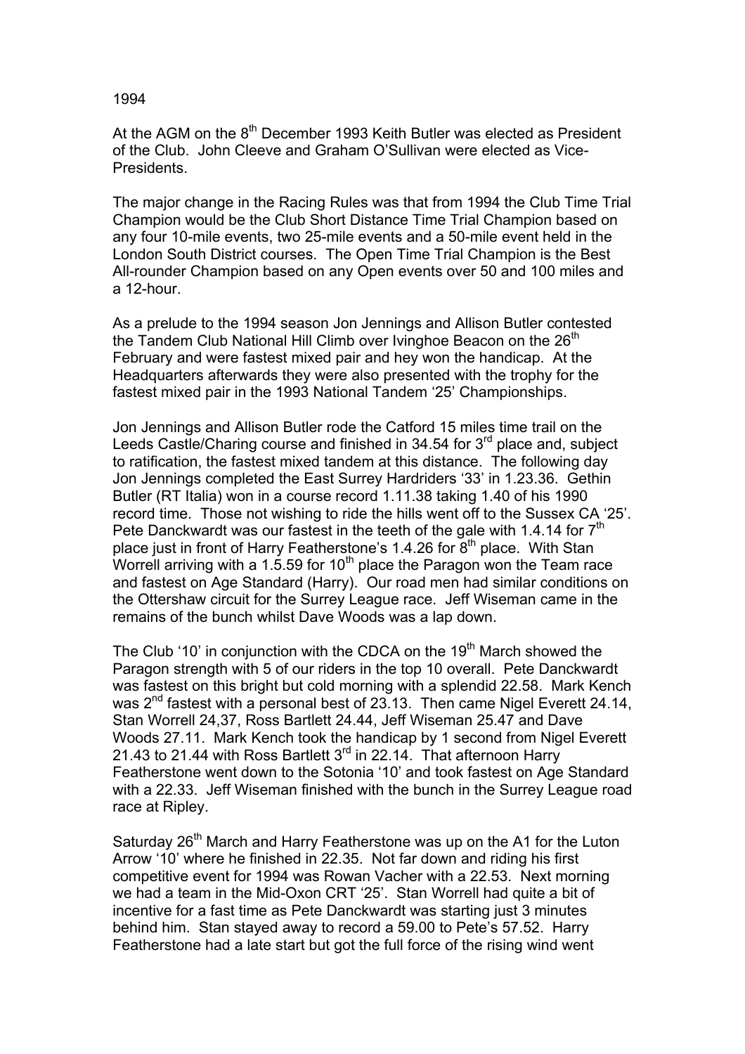1994

At the AGM on the 8th December 1993 Keith Butler was elected as President of the Club. John Cleeve and Graham O'Sullivan were elected as Vice-Presidents.

The major change in the Racing Rules was that from 1994 the Club Time Trial Champion would be the Club Short Distance Time Trial Champion based on any four 10-mile events, two 25-mile events and a 50-mile event held in the London South District courses. The Open Time Trial Champion is the Best All-rounder Champion based on any Open events over 50 and 100 miles and a 12-hour.

As a prelude to the 1994 season Jon Jennings and Allison Butler contested the Tandem Club National Hill Climb over Ivinghoe Beacon on the 26th February and were fastest mixed pair and hey won the handicap. At the Headquarters afterwards they were also presented with the trophy for the fastest mixed pair in the 1993 National Tandem '25' Championships.

Jon Jennings and Allison Butler rode the Catford 15 miles time trail on the Leeds Castle/Charing course and finished in 34.54 for 3rd place and, subject to ratification, the fastest mixed tandem at this distance. The following day Jon Jennings completed the East Surrey Hardriders '33' in 1.23.36. Gethin Butler (RT Italia) won in a course record 1.11.38 taking 1.40 of his 1990 record time. Those not wishing to ride the hills went off to the Sussex CA '25'. Pete Danckwardt was our fastest in the teeth of the gale with 1.4.14 for 7th place just in front of Harry Featherstone's 1.4.26 for 8th place. With Stan Worrell arriving with a 1.5.59 for 10th place the Paragon won the Team race and fastest on Age Standard (Harry). Our road men had similar conditions on the Ottershaw circuit for the Surrey League race. Jeff Wiseman came in the remains of the bunch whilst Dave Woods was a lap down.

The Club '10' in conjunction with the CDCA on the 19th March showed the Paragon strength with 5 of our riders in the top 10 overall. Pete Danckwardt was fastest on this bright but cold morning with a splendid 22.58. Mark Kench was 2nd fastest with a personal best of 23.13. Then came Nigel Everett 24.14, Stan Worrell 24,37, Ross Bartlett 24.44, Jeff Wiseman 25.47 and Dave Woods 27.11. Mark Kench took the handicap by 1 second from Nigel Everett 21.43 to 21.44 with Ross Bartlett 3rd in 22.14. That afternoon Harry Featherstone went down to the Sotonia '10' and took fastest on Age Standard with a 22.33. Jeff Wiseman finished with the bunch in the Surrey League road race at Ripley.

Saturday 26th March and Harry Featherstone was up on the A1 for the Luton Arrow '10' where he finished in 22.35. Not far down and riding his first competitive event for 1994 was Rowan Vacher with a 22.53. Next morning we had a team in the Mid-Oxon CRT '25'. Stan Worrell had quite a bit of incentive for a fast time as Pete Danckwardt was starting just 3 minutes behind him. Stan stayed away to record a 59.00 to Pete's 57.52. Harry Featherstone had a late start but got the full force of the rising wind went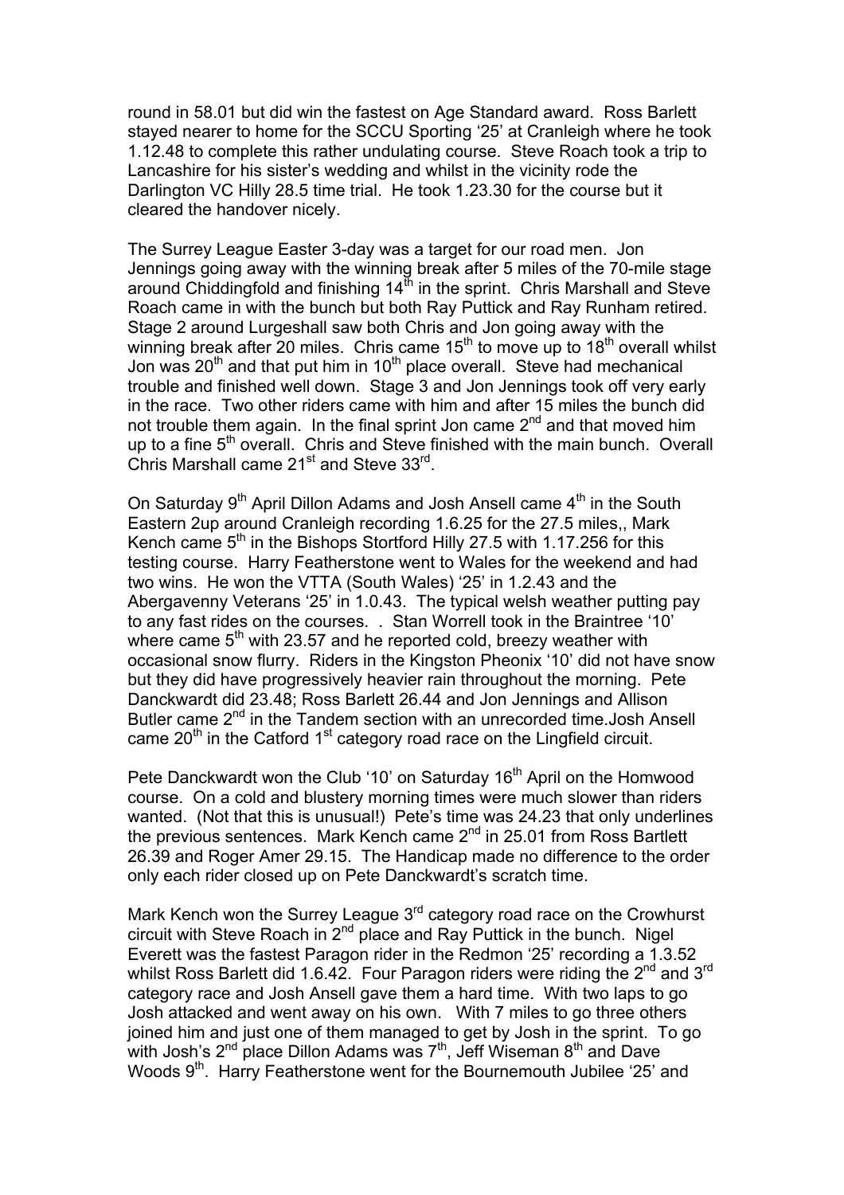round in 58.01 but did win the fastest on Age Standard award. Ross Barlett stayed nearer to home for the SCCU Sporting '25' at Cranleigh where he took 1.12.48 to complete this rather undulating course. Steve Roach took a trip to Lancashire for his sister's wedding and whilst in the vicinity rode the Darlington VC Hilly 28.5 time trial. He took 1.23.30 for the course but it cleared the handover nicely.

The Surrey League Easter 3-day was a target for our road men. Jon Jennings going away with the winning break after 5 miles of the 70-mile stage around Chiddingfold and finishing 14th in the sprint. Chris Marshall and Steve Roach came in with the bunch but both Ray Puttick and Ray Runham retired. Stage 2 around Lurgeshall saw both Chris and Jon going away with the winning break after 20 miles. Chris came 15th to move up to 18th overall whilst Jon was 20th and that put him in 10th place overall. Steve had mechanical trouble and finished well down. Stage 3 and Jon Jennings took off very early in the race. Two other riders came with him and after 15 miles the bunch did not trouble them again. In the final sprint Jon came 2nd and that moved him up to a fine 5th overall. Chris and Steve finished with the main bunch. Overall Chris Marshall came 21st and Steve 33rd.

On Saturday 9th April Dillon Adams and Josh Ansell came 4th in the South Eastern 2up around Cranleigh recording 1.6.25 for the 27.5 miles,, Mark Kench came 5th in the Bishops Stortford Hilly 27.5 with 1.17.256 for this testing course. Harry Featherstone went to Wales for the weekend and had two wins. He won the VTTA (South Wales) '25' in 1.2.43 and the Abergavenny Veterans '25' in 1.0.43. The typical welsh weather putting pay to any fast rides on the courses. . Stan Worrell took in the Braintree '10' where came 5th with 23.57 and he reported cold, breezy weather with occasional snow flurry. Riders in the Kingston Pheonix '10' did not have snow but they did have progressively heavier rain throughout the morning. Pete Danckwardt did 23.48; Ross Barlett 26.44 and Jon Jennings and Allison Butler came 2nd in the Tandem section with an unrecorded time.Josh Ansell came 20th in the Catford 1st category road race on the Lingfield circuit.

Pete Danckwardt won the Club '10' on Saturday 16th April on the Homwood course. On a cold and blustery morning times were much slower than riders wanted. (Not that this is unusual!) Pete's time was 24.23 that only underlines the previous sentences. Mark Kench came 2nd in 25.01 from Ross Bartlett 26.39 and Roger Amer 29.15. The Handicap made no difference to the order only each rider closed up on Pete Danckwardt's scratch time.

Mark Kench won the Surrey League 3rd category road race on the Crowhurst circuit with Steve Roach in 2nd place and Ray Puttick in the bunch. Nigel Everett was the fastest Paragon rider in the Redmon '25' recording a 1.3.52 whilst Ross Barlett did 1.6.42. Four Paragon riders were riding the 2nd and 3rd category race and Josh Ansell gave them a hard time. With two laps to go Josh attacked and went away on his own. With 7 miles to go three others joined him and just one of them managed to get by Josh in the sprint. To go with Josh's 2nd place Dillon Adams was 7th, Jeff Wiseman 8th and Dave Woods 9th. Harry Featherstone went for the Bournemouth Jubilee '25' and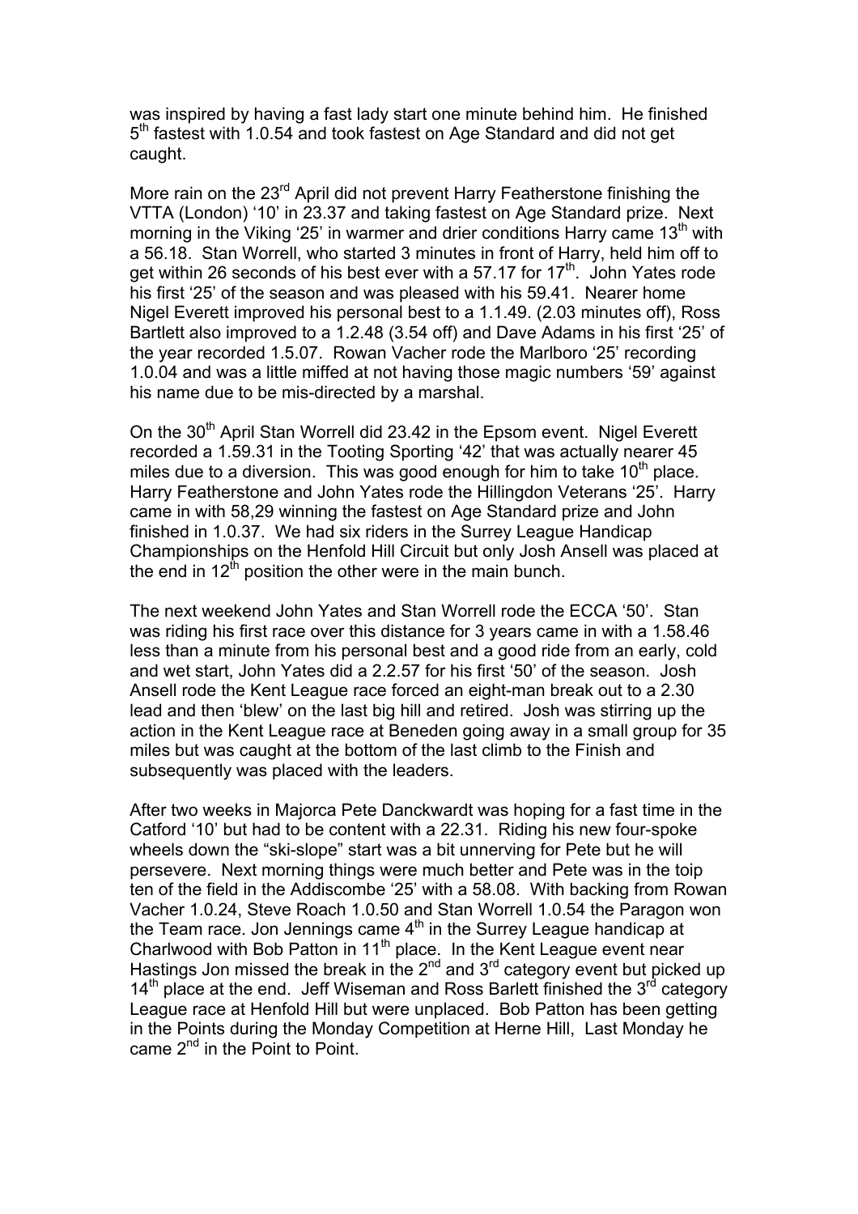was inspired by having a fast lady start one minute behind him. He finished 5th fastest with 1.0.54 and took fastest on Age Standard and did not get caught.

More rain on the 23rd April did not prevent Harry Featherstone finishing the VTTA (London) '10' in 23.37 and taking fastest on Age Standard prize. Next morning in the Viking '25' in warmer and drier conditions Harry came 13th with a 56.18. Stan Worrell, who started 3 minutes in front of Harry, held him off to get within 26 seconds of his best ever with a 57.17 for 17th. John Yates rode his first '25' of the season and was pleased with his 59.41. Nearer home Nigel Everett improved his personal best to a 1.1.49. (2.03 minutes off), Ross Bartlett also improved to a 1.2.48 (3.54 off) and Dave Adams in his first '25' of the year recorded 1.5.07. Rowan Vacher rode the Marlboro '25' recording 1.0.04 and was a little miffed at not having those magic numbers '59' against his name due to be mis-directed by a marshal.

On the 30th April Stan Worrell did 23.42 in the Epsom event. Nigel Everett recorded a 1.59.31 in the Tooting Sporting '42' that was actually nearer 45 miles due to a diversion. This was good enough for him to take 10th place. Harry Featherstone and John Yates rode the Hillingdon Veterans '25'. Harry came in with 58,29 winning the fastest on Age Standard prize and John finished in 1.0.37. We had six riders in the Surrey League Handicap Championships on the Henfold Hill Circuit but only Josh Ansell was placed at the end in 12th position the other were in the main bunch.

The next weekend John Yates and Stan Worrell rode the ECCA '50'. Stan was riding his first race over this distance for 3 years came in with a 1.58.46 less than a minute from his personal best and a good ride from an early, cold and wet start, John Yates did a 2.2.57 for his first '50' of the season. Josh Ansell rode the Kent League race forced an eight-man break out to a 2.30 lead and then 'blew' on the last big hill and retired. Josh was stirring up the action in the Kent League race at Beneden going away in a small group for 35 miles but was caught at the bottom of the last climb to the Finish and subsequently was placed with the leaders.

After two weeks in Majorca Pete Danckwardt was hoping for a fast time in the Catford '10' but had to be content with a 22.31. Riding his new four-spoke wheels down the "ski-slope" start was a bit unnerving for Pete but he will persevere. Next morning things were much better and Pete was in the toip ten of the field in the Addiscombe '25' with a 58.08. With backing from Rowan Vacher 1.0.24, Steve Roach 1.0.50 and Stan Worrell 1.0.54 the Paragon won the Team race. Jon Jennings came 4th in the Surrey League handicap at Charlwood with Bob Patton in 11th place. In the Kent League event near Hastings Jon missed the break in the 2nd and 3rd category event but picked up 14th place at the end. Jeff Wiseman and Ross Barlett finished the 3rd category League race at Henfold Hill but were unplaced. Bob Patton has been getting in the Points during the Monday Competition at Herne Hill, Last Monday he came 2nd in the Point to Point.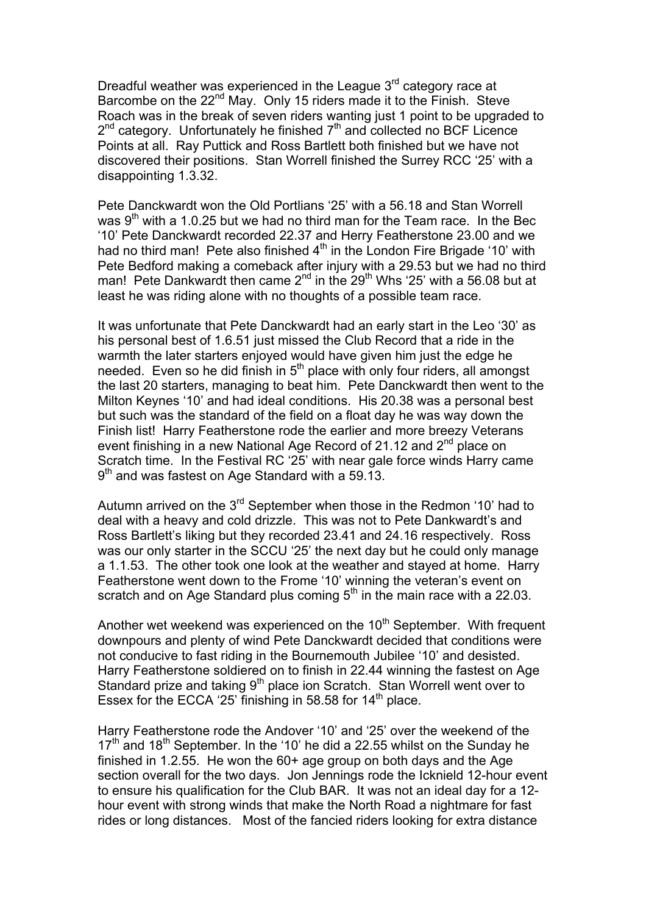Dreadful weather was experienced in the League 3rd category race at Barcombe on the 22nd May. Only 15 riders made it to the Finish. Steve Roach was in the break of seven riders wanting just 1 point to be upgraded to 2nd category. Unfortunately he finished 7th and collected no BCF Licence Points at all. Ray Puttick and Ross Bartlett both finished but we have not discovered their positions. Stan Worrell finished the Surrey RCC '25' with a disappointing 1.3.32.

Pete Danckwardt won the Old Portlians '25' with a 56.18 and Stan Worrell was 9th with a 1.0.25 but we had no third man for the Team race. In the Bec '10' Pete Danckwardt recorded 22.37 and Herry Featherstone 23.00 and we had no third man! Pete also finished 4th in the London Fire Brigade '10' with Pete Bedford making a comeback after injury with a 29.53 but we had no third man! Pete Dankwardt then came 2nd in the 29th Whs '25' with a 56.08 but at least he was riding alone with no thoughts of a possible team race.

It was unfortunate that Pete Danckwardt had an early start in the Leo '30' as his personal best of 1.6.51 just missed the Club Record that a ride in the warmth the later starters enjoyed would have given him just the edge he needed. Even so he did finish in 5th place with only four riders, all amongst the last 20 starters, managing to beat him. Pete Danckwardt then went to the Milton Keynes '10' and had ideal conditions. His 20.38 was a personal best but such was the standard of the field on a float day he was way down the Finish list! Harry Featherstone rode the earlier and more breezy Veterans event finishing in a new National Age Record of 21.12 and 2nd place on Scratch time. In the Festival RC '25' with near gale force winds Harry came 9th and was fastest on Age Standard with a 59.13.

Autumn arrived on the 3rd September when those in the Redmon '10' had to deal with a heavy and cold drizzle. This was not to Pete Dankwardt's and Ross Bartlett's liking but they recorded 23.41 and 24.16 respectively. Ross was our only starter in the SCCU '25' the next day but he could only manage a 1.1.53. The other took one look at the weather and stayed at home. Harry Featherstone went down to the Frome '10' winning the veteran's event on scratch and on Age Standard plus coming 5th in the main race with a 22.03.

Another wet weekend was experienced on the 10th September. With frequent downpours and plenty of wind Pete Danckwardt decided that conditions were not conducive to fast riding in the Bournemouth Jubilee '10' and desisted. Harry Featherstone soldiered on to finish in 22.44 winning the fastest on Age Standard prize and taking 9th place ion Scratch. Stan Worrell went over to Essex for the ECCA '25' finishing in 58.58 for 14th place.

Harry Featherstone rode the Andover '10' and '25' over the weekend of the 17th and 18th September. In the '10' he did a 22.55 whilst on the Sunday he finished in 1.2.55. He won the 60+ age group on both days and the Age section overall for the two days. Jon Jennings rode the Icknield 12-hour event to ensure his qualification for the Club BAR. It was not an ideal day for a 12-hour event with strong winds that make the North Road a nightmare for fast rides or long distances. Most of the fancied riders looking for extra distance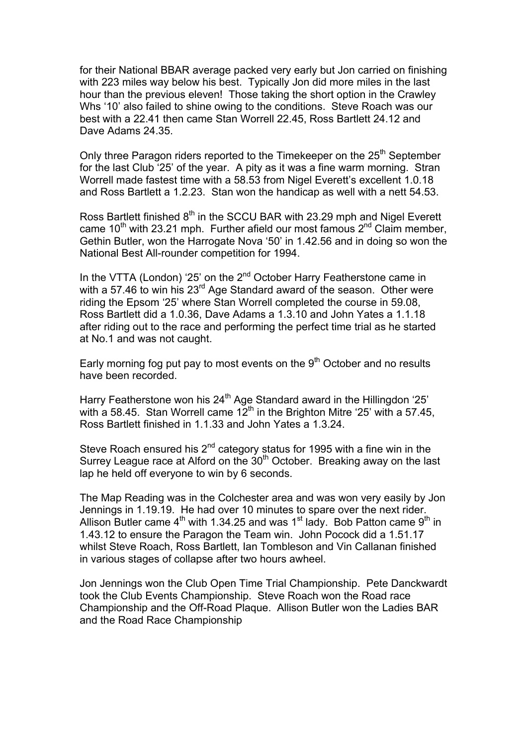for their National BBAR average packed very early but Jon carried on finishing with 223 miles way below his best. Typically Jon did more miles in the last hour than the previous eleven! Those taking the short option in the Crawley Whs '10' also failed to shine owing to the conditions. Steve Roach was our best with a 22.41 then came Stan Worrell 22.45, Ross Bartlett 24.12 and Dave Adams 24.35.

Only three Paragon riders reported to the Timekeeper on the 25th September for the last Club '25' of the year. A pity as it was a fine warm morning. Stran Worrell made fastest time with a 58.53 from Nigel Everett's excellent 1.0.18 and Ross Bartlett a 1.2.23. Stan won the handicap as well with a nett 54.53.

Ross Bartlett finished 8th in the SCCU BAR with 23.29 mph and Nigel Everett came 10th with 23.21 mph. Further afield our most famous 2nd Claim member, Gethin Butler, won the Harrogate Nova '50' in 1.42.56 and in doing so won the National Best All-rounder competition for 1994.

In the VTTA (London) '25' on the 2nd October Harry Featherstone came in with a 57.46 to win his 23rd Age Standard award of the season. Other were riding the Epsom '25' where Stan Worrell completed the course in 59.08, Ross Bartlett did a 1.0.36, Dave Adams a 1.3.10 and John Yates a 1.1.18 after riding out to the race and performing the perfect time trial as he started at No.1 and was not caught.

Early morning fog put pay to most events on the 9th October and no results have been recorded.

Harry Featherstone won his 24th Age Standard award in the Hillingdon '25' with a 58.45. Stan Worrell came 12th in the Brighton Mitre '25' with a 57.45, Ross Bartlett finished in 1.1.33 and John Yates a 1.3.24.

Steve Roach ensured his 2nd category status for 1995 with a fine win in the Surrey League race at Alford on the 30th October. Breaking away on the last lap he held off everyone to win by 6 seconds.

The Map Reading was in the Colchester area and was won very easily by Jon Jennings in 1.19.19. He had over 10 minutes to spare over the next rider. Allison Butler came 4th with 1.34.25 and was 1st lady. Bob Patton came 9th in 1.43.12 to ensure the Paragon the Team win. John Pocock did a 1.51.17 whilst Steve Roach, Ross Bartlett, Ian Tombleson and Vin Callanan finished in various stages of collapse after two hours awheel.

Jon Jennings won the Club Open Time Trial Championship. Pete Danckwardt took the Club Events Championship. Steve Roach won the Road race Championship and the Off-Road Plaque. Allison Butler won the Ladies BAR and the Road Race Championship